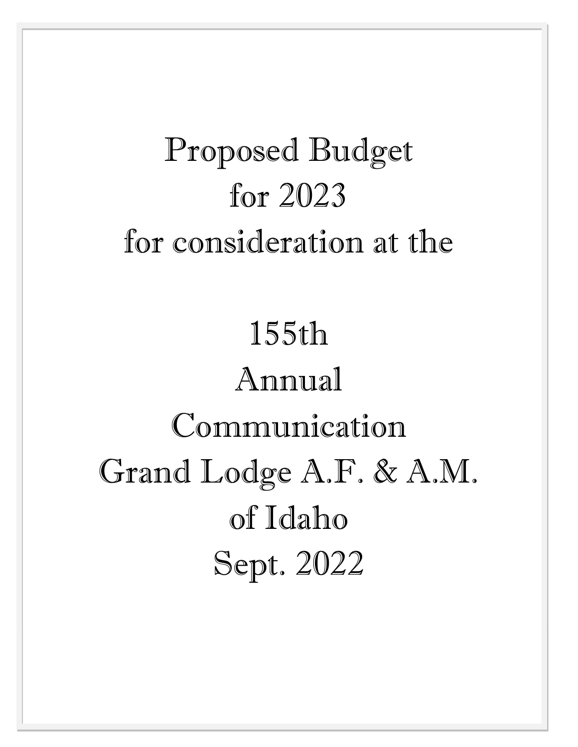# Proposed Budget for 2023 for consideration at the

# 155th Annual Communication Grand Lodge A.F. & A.M. of Idaho Sept. 2022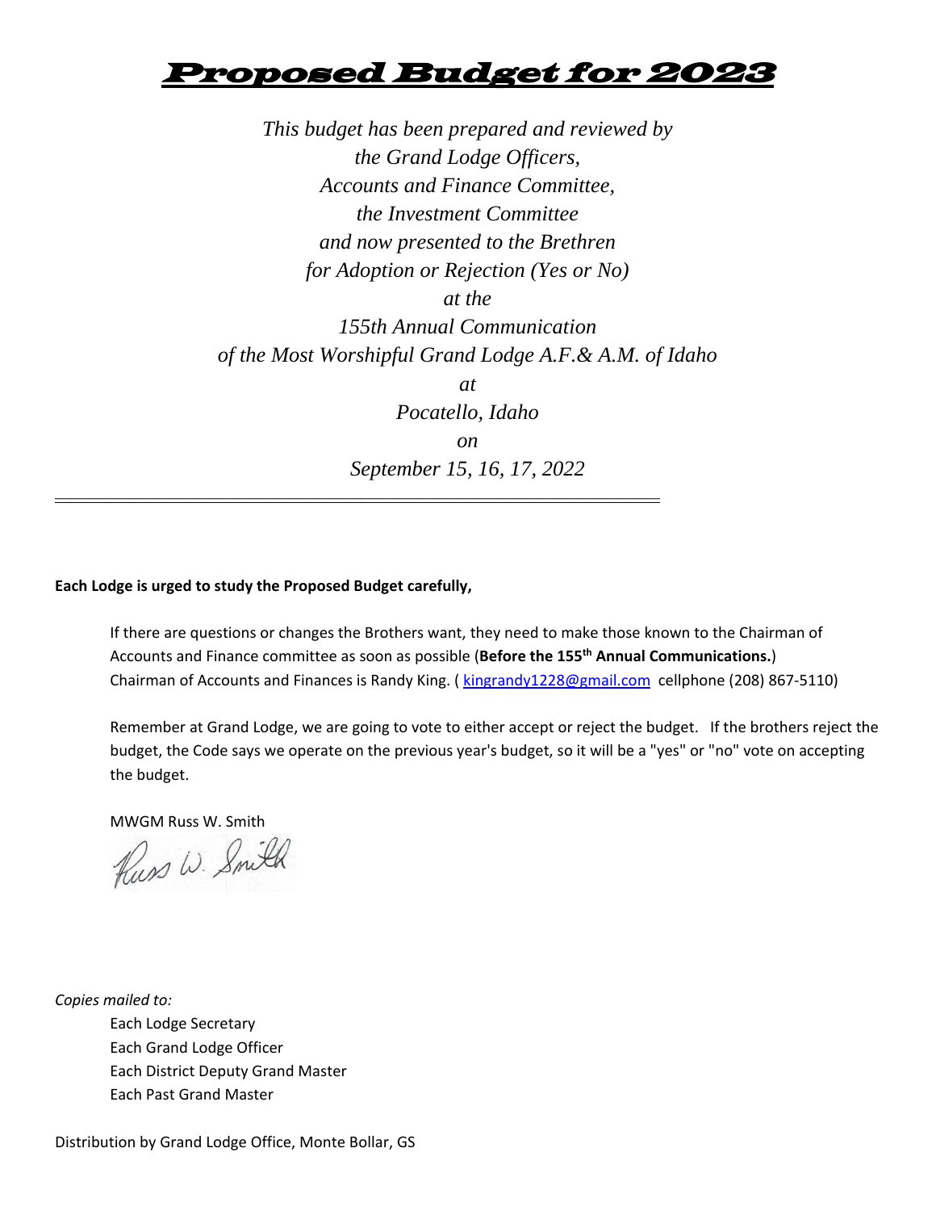# Proposed Budget for 2023

*This budget has been prepared and reviewed by*
*the Grand Lodge Officers,*
*Accounts and Finance Committee,*
*the Investment Committee*
*and now presented to the Brethren*
*for Adoption or Rejection (Yes or No)*
*at the*
*155th Annual Communication*
*of the Most Worshipful Grand Lodge A.F.& A.M. of Idaho*
*at*
*Pocatello, Idaho*
*on*
*September 15, 16, 17, 2022*

---

**Each Lodge is urged to study the Proposed Budget carefully,**

If there are questions or changes the Brothers want, they need to make those known to the Chairman of Accounts and Finance committee as soon as possible (**Before the 155th Annual Communications.**) Chairman of Accounts and Finances is Randy King. ( kingrandy1228@gmail.com cellphone (208) 867-5110)

Remember at Grand Lodge, we are going to vote to either accept or reject the budget. If the brothers reject the budget, the Code says we operate on the previous year's budget, so it will be a "yes" or "no" vote on accepting the budget.

MWGM Russ W. Smith

Russ W. Smith

*Copies mailed to:*

Each Lodge Secretary
Each Grand Lodge Officer
Each District Deputy Grand Master
Each Past Grand Master

Distribution by Grand Lodge Office, Monte Bollar, GS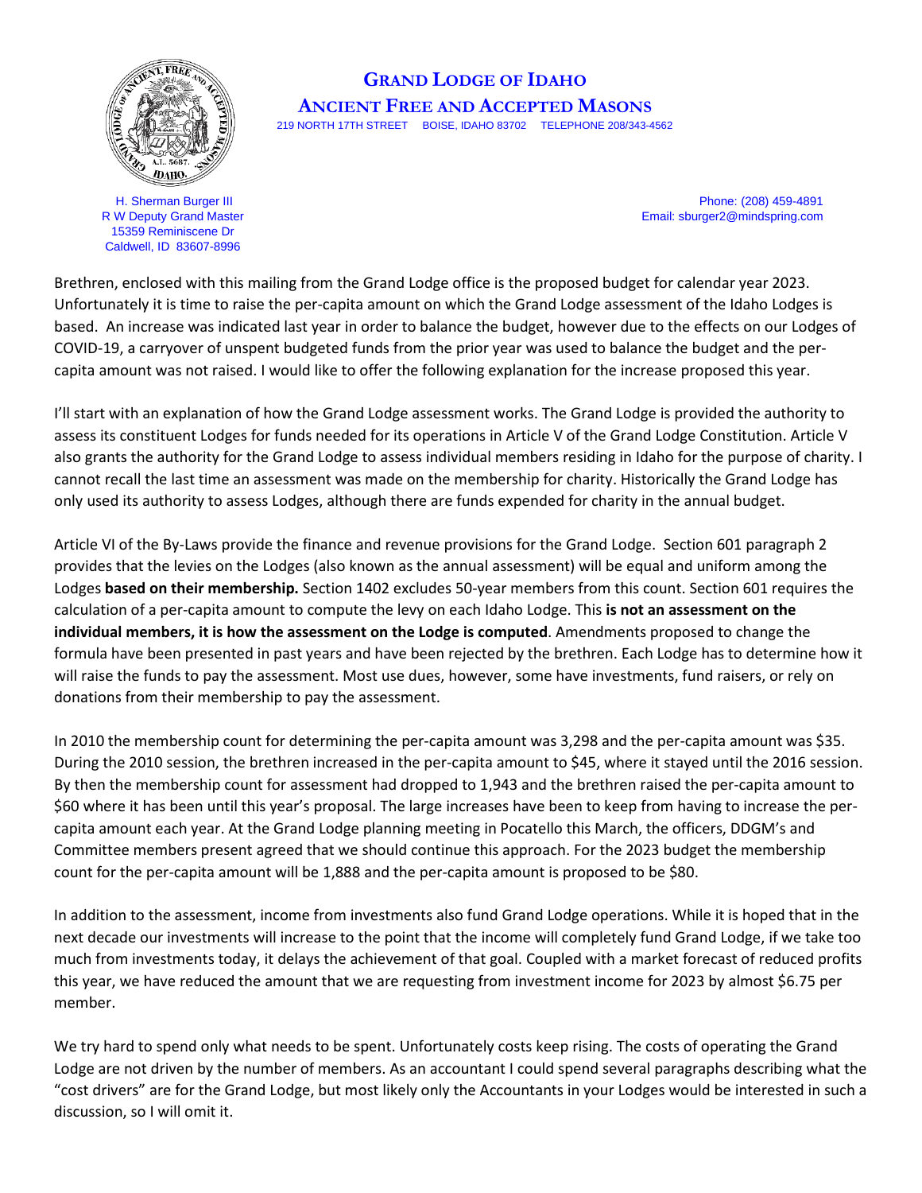# GRAND LODGE OF IDAHO

## ANCIENT FREE AND ACCEPTED MASONS

219 NORTH 17TH STREET BOISE, IDAHO 83702 TELEPHONE 208/343-4562

H. Sherman Burger III
R W Deputy Grand Master
15359 Reminiscene Dr
Caldwell, ID 83607-8996

Phone: (208) 459-4891
Email: sburger2@mindspring.com

Brethren, enclosed with this mailing from the Grand Lodge office is the proposed budget for calendar year 2023. Unfortunately it is time to raise the per-capita amount on which the Grand Lodge assessment of the Idaho Lodges is based. An increase was indicated last year in order to balance the budget, however due to the effects on our Lodges of COVID-19, a carryover of unspent budgeted funds from the prior year was used to balance the budget and the per-capita amount was not raised. I would like to offer the following explanation for the increase proposed this year.

I'll start with an explanation of how the Grand Lodge assessment works. The Grand Lodge is provided the authority to assess its constituent Lodges for funds needed for its operations in Article V of the Grand Lodge Constitution. Article V also grants the authority for the Grand Lodge to assess individual members residing in Idaho for the purpose of charity. I cannot recall the last time an assessment was made on the membership for charity. Historically the Grand Lodge has only used its authority to assess Lodges, although there are funds expended for charity in the annual budget.

Article VI of the By-Laws provide the finance and revenue provisions for the Grand Lodge. Section 601 paragraph 2 provides that the levies on the Lodges (also known as the annual assessment) will be equal and uniform among the Lodges **based on their membership.** Section 1402 excludes 50-year members from this count. Section 601 requires the calculation of a per-capita amount to compute the levy on each Idaho Lodge. This **is not an assessment on the individual members, it is how the assessment on the Lodge is computed**. Amendments proposed to change the formula have been presented in past years and have been rejected by the brethren. Each Lodge has to determine how it will raise the funds to pay the assessment. Most use dues, however, some have investments, fund raisers, or rely on donations from their membership to pay the assessment.

In 2010 the membership count for determining the per-capita amount was 3,298 and the per-capita amount was $35. During the 2010 session, the brethren increased in the per-capita amount to $45, where it stayed until the 2016 session. By then the membership count for assessment had dropped to 1,943 and the brethren raised the per-capita amount to $60 where it has been until this year's proposal. The large increases have been to keep from having to increase the per-capita amount each year. At the Grand Lodge planning meeting in Pocatello this March, the officers, DDGM's and Committee members present agreed that we should continue this approach. For the 2023 budget the membership count for the per-capita amount will be 1,888 and the per-capita amount is proposed to be $80.

In addition to the assessment, income from investments also fund Grand Lodge operations. While it is hoped that in the next decade our investments will increase to the point that the income will completely fund Grand Lodge, if we take too much from investments today, it delays the achievement of that goal. Coupled with a market forecast of reduced profits this year, we have reduced the amount that we are requesting from investment income for 2023 by almost $6.75 per member.

We try hard to spend only what needs to be spent. Unfortunately costs keep rising. The costs of operating the Grand Lodge are not driven by the number of members. As an accountant I could spend several paragraphs describing what the "cost drivers" are for the Grand Lodge, but most likely only the Accountants in your Lodges would be interested in such a discussion, so I will omit it.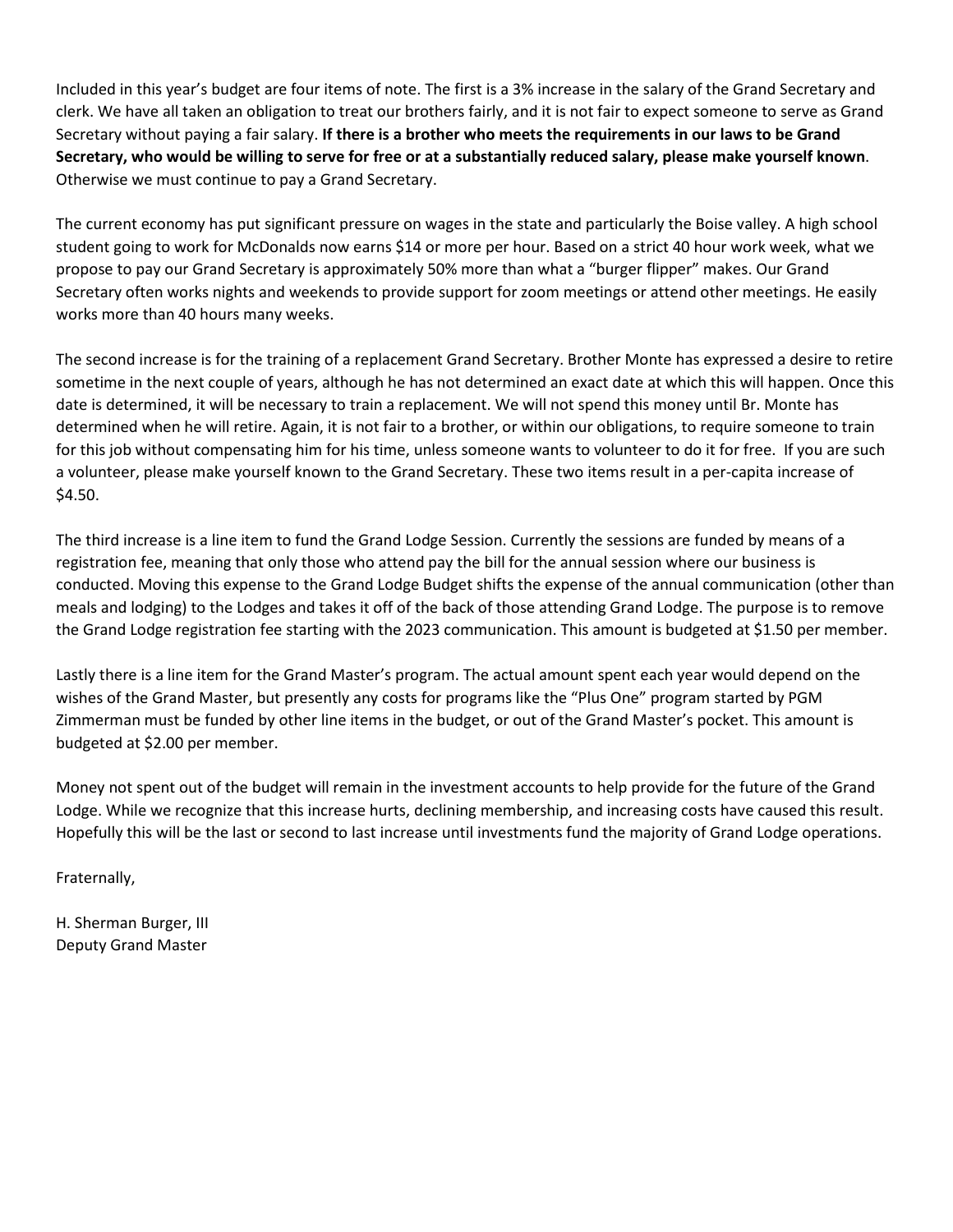Included in this year's budget are four items of note. The first is a 3% increase in the salary of the Grand Secretary and clerk. We have all taken an obligation to treat our brothers fairly, and it is not fair to expect someone to serve as Grand Secretary without paying a fair salary. **If there is a brother who meets the requirements in our laws to be Grand Secretary, who would be willing to serve for free or at a substantially reduced salary, please make yourself known**. Otherwise we must continue to pay a Grand Secretary.

The current economy has put significant pressure on wages in the state and particularly the Boise valley. A high school student going to work for McDonalds now earns $14 or more per hour. Based on a strict 40 hour work week, what we propose to pay our Grand Secretary is approximately 50% more than what a "burger flipper" makes. Our Grand Secretary often works nights and weekends to provide support for zoom meetings or attend other meetings. He easily works more than 40 hours many weeks.

The second increase is for the training of a replacement Grand Secretary. Brother Monte has expressed a desire to retire sometime in the next couple of years, although he has not determined an exact date at which this will happen. Once this date is determined, it will be necessary to train a replacement. We will not spend this money until Br. Monte has determined when he will retire. Again, it is not fair to a brother, or within our obligations, to require someone to train for this job without compensating him for his time, unless someone wants to volunteer to do it for free. If you are such a volunteer, please make yourself known to the Grand Secretary. These two items result in a per-capita increase of $4.50.

The third increase is a line item to fund the Grand Lodge Session. Currently the sessions are funded by means of a registration fee, meaning that only those who attend pay the bill for the annual session where our business is conducted. Moving this expense to the Grand Lodge Budget shifts the expense of the annual communication (other than meals and lodging) to the Lodges and takes it off of the back of those attending Grand Lodge. The purpose is to remove the Grand Lodge registration fee starting with the 2023 communication. This amount is budgeted at $1.50 per member.

Lastly there is a line item for the Grand Master's program. The actual amount spent each year would depend on the wishes of the Grand Master, but presently any costs for programs like the "Plus One" program started by PGM Zimmerman must be funded by other line items in the budget, or out of the Grand Master's pocket. This amount is budgeted at $2.00 per member.

Money not spent out of the budget will remain in the investment accounts to help provide for the future of the Grand Lodge. While we recognize that this increase hurts, declining membership, and increasing costs have caused this result. Hopefully this will be the last or second to last increase until investments fund the majority of Grand Lodge operations.

Fraternally,

H. Sherman Burger, III
Deputy Grand Master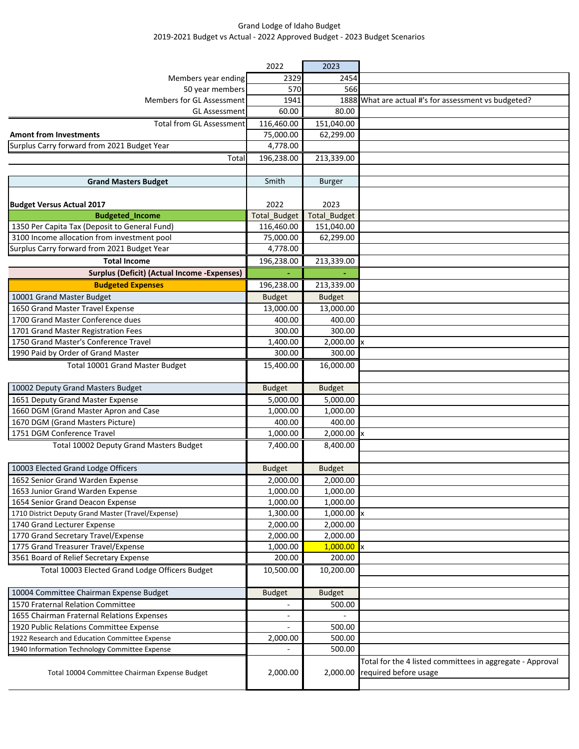Grand Lodge of Idaho Budget

2019-2021 Budget vs Actual - 2022 Approved Budget - 2023 Budget Scenarios

| | 2022 | 2023 | |
|---|---|---|---|
| Members year ending | 2329 | 2454 | |
| 50 year members | 570 | 566 | |
| Members for GL Assessment | 1941 | 1888 | What are actual #'s for assessment vs budgeted? |
| GL Assessment | 60.00 | 80.00 | |
| Total from GL Assessment | 116,460.00 | 151,040.00 | |
| **Amont from Investments** | 75,000.00 | 62,299.00 | |
| Surplus Carry forward from 2021 Budget Year | 4,778.00 | | |
| Total | 196,238.00 | 213,339.00 | |
| | | | |
| **Grand Masters Budget** | Smith | Burger | |
| | | | |
| **Budget Versus Actual 2017** | 2022 | 2023 | |
| **Budgeted_Income** | Total_Budget | Total_Budget | |
| 1350 Per Capita Tax (Deposit to General Fund) | 116,460.00 | 151,040.00 | |
| 3100 Income allocation from investment pool | 75,000.00 | 62,299.00 | |
| Surplus Carry forward from 2021 Budget Year | 4,778.00 | | |
| **Total Income** | 196,238.00 | 213,339.00 | |
| **Surplus (Deficit) (Actual Income -Expenses)** | - | - | |
| **Budgeted Expenses** | 196,238.00 | 213,339.00 | |
| 10001 Grand Master Budget | Budget | Budget | |
| 1650 Grand Master Travel Expense | 13,000.00 | 13,000.00 | |
| 1700 Grand Master Conference dues | 400.00 | 400.00 | |
| 1701 Grand Master Registration Fees | 300.00 | 300.00 | |
| 1750 Grand Master's Conference Travel | 1,400.00 | 2,000.00 | x |
| 1990 Paid by Order of Grand Master | 300.00 | 300.00 | |
| Total 10001 Grand Master Budget | 15,400.00 | 16,000.00 | |
| | | | |
| 10002 Deputy Grand Masters Budget | Budget | Budget | |
| 1651 Deputy Grand Master Expense | 5,000.00 | 5,000.00 | |
| 1660 DGM (Grand Master Apron and Case | 1,000.00 | 1,000.00 | |
| 1670 DGM (Grand Masters Picture) | 400.00 | 400.00 | |
| 1751 DGM Conference Travel | 1,000.00 | 2,000.00 | x |
| Total 10002 Deputy Grand Masters Budget | 7,400.00 | 8,400.00 | |
| | | | |
| 10003 Elected Grand Lodge Officers | Budget | Budget | |
| 1652 Senior Grand Warden Expense | 2,000.00 | 2,000.00 | |
| 1653 Junior Grand Warden Expense | 1,000.00 | 1,000.00 | |
| 1654 Senior Grand Deacon Expense | 1,000.00 | 1,000.00 | |
| 1710 District Deputy Grand Master (Travel/Expense) | 1,300.00 | 1,000.00 | x |
| 1740 Grand Lecturer Expense | 2,000.00 | 2,000.00 | |
| 1770 Grand Secretary Travel/Expense | 2,000.00 | 2,000.00 | |
| 1775 Grand Treasurer Travel/Expense | 1,000.00 | 1,000.00 | x |
| 3561 Board of Relief Secretary Expense | 200.00 | 200.00 | |
| Total 10003 Elected Grand Lodge Officers Budget | 10,500.00 | 10,200.00 | |
| | | | |
| 10004 Committee Chairman Expense Budget | Budget | Budget | |
| 1570 Fraternal Relation Committee | - | 500.00 | |
| 1655 Chairman Fraternal Relations Expenses | - | - | |
| 1920 Public Relations Committee Expense | - | 500.00 | |
| 1922 Research and Education Committee Expense | 2,000.00 | 500.00 | |
| 1940 Information Technology Committee Expense | - | 500.00 | |
| Total 10004 Committee Chairman Expense Budget | 2,000.00 | 2,000.00 | Total for the 4 listed committees in aggregate - Approval required before usage |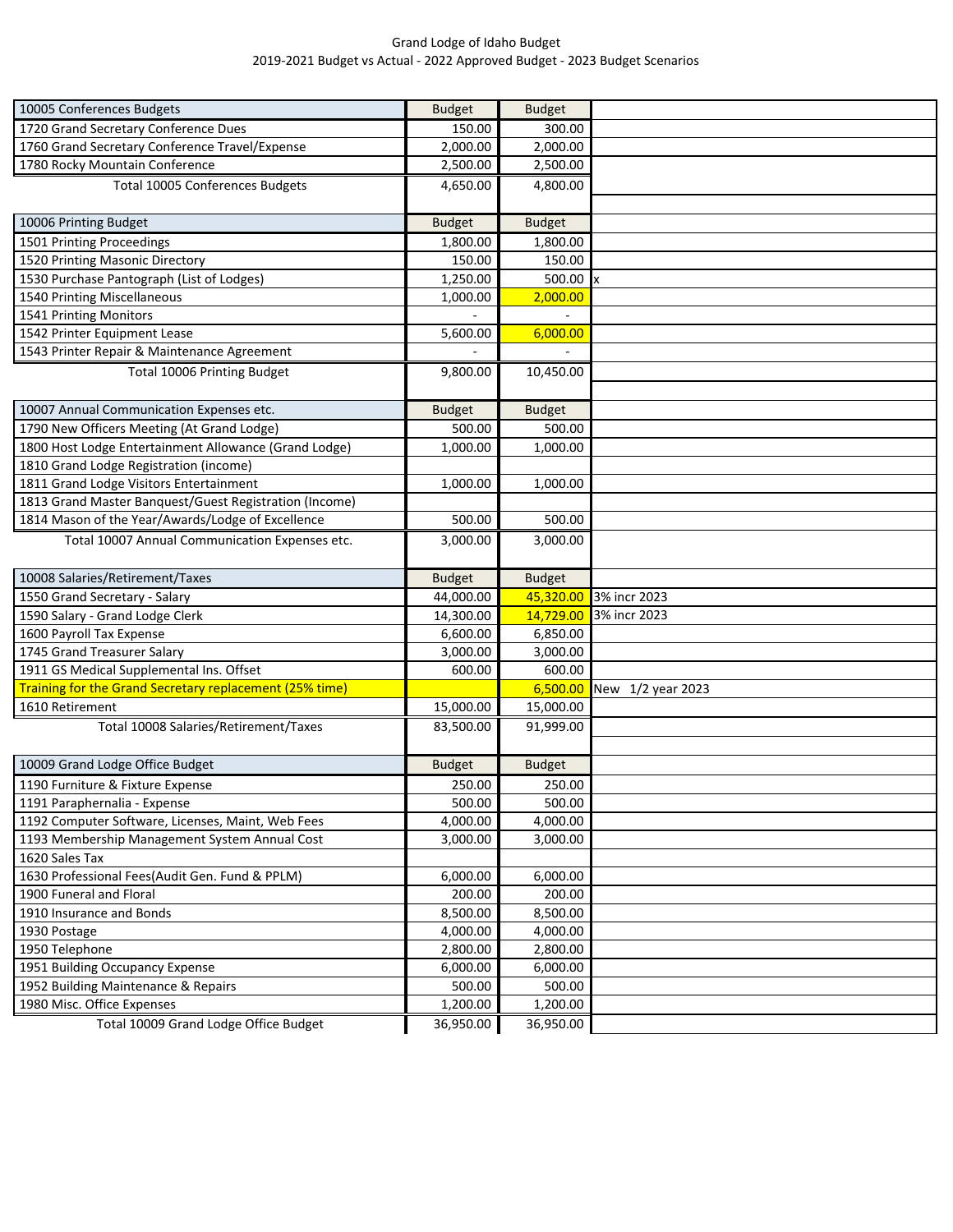Grand Lodge of Idaho Budget
2019-2021 Budget vs Actual - 2022 Approved Budget - 2023 Budget Scenarios

| 10005 Conferences Budgets | Budget | Budget | |
|---|---|---|---|
| 1720 Grand Secretary Conference Dues | 150.00 | 300.00 | |
| 1760 Grand Secretary Conference Travel/Expense | 2,000.00 | 2,000.00 | |
| 1780 Rocky Mountain Conference | 2,500.00 | 2,500.00 | |
| Total 10005 Conferences Budgets | 4,650.00 | 4,800.00 | |

| 10006 Printing Budget | Budget | Budget | |
|---|---|---|---|
| 1501 Printing Proceedings | 1,800.00 | 1,800.00 | |
| 1520 Printing Masonic Directory | 150.00 | 150.00 | |
| 1530 Purchase Pantograph (List of Lodges) | 1,250.00 | 500.00 | x |
| 1540 Printing Miscellaneous | 1,000.00 | 2,000.00 | |
| 1541 Printing Monitors | - | - | |
| 1542 Printer Equipment Lease | 5,600.00 | 6,000.00 | |
| 1543 Printer Repair & Maintenance Agreement | - | - | |
| Total 10006 Printing Budget | 9,800.00 | 10,450.00 | |

| 10007 Annual Communication Expenses etc. | Budget | Budget | |
|---|---|---|---|
| 1790 New Officers Meeting (At Grand Lodge) | 500.00 | 500.00 | |
| 1800 Host Lodge Entertainment Allowance (Grand Lodge) | 1,000.00 | 1,000.00 | |
| 1810 Grand Lodge Registration (income) | | | |
| 1811 Grand Lodge Visitors Entertainment | 1,000.00 | 1,000.00 | |
| 1813 Grand Master Banquest/Guest Registration (Income) | | | |
| 1814 Mason of the Year/Awards/Lodge of Excellence | 500.00 | 500.00 | |
| Total 10007 Annual Communication Expenses etc. | 3,000.00 | 3,000.00 | |

| 10008 Salaries/Retirement/Taxes | Budget | Budget | |
|---|---|---|---|
| 1550 Grand Secretary - Salary | 44,000.00 | 45,320.00 | 3% incr 2023 |
| 1590 Salary - Grand Lodge Clerk | 14,300.00 | 14,729.00 | 3% incr 2023 |
| 1600 Payroll Tax Expense | 6,600.00 | 6,850.00 | |
| 1745 Grand Treasurer Salary | 3,000.00 | 3,000.00 | |
| 1911 GS Medical Supplemental Ins. Offset | 600.00 | 600.00 | |
| Training for the Grand Secretary replacement (25% time) | | 6,500.00 | New 1/2 year 2023 |
| 1610 Retirement | 15,000.00 | 15,000.00 | |
| Total 10008 Salaries/Retirement/Taxes | 83,500.00 | 91,999.00 | |

| 10009 Grand Lodge Office Budget | Budget | Budget | |
|---|---|---|---|
| 1190 Furniture & Fixture Expense | 250.00 | 250.00 | |
| 1191 Paraphernalia - Expense | 500.00 | 500.00 | |
| 1192 Computer Software, Licenses, Maint, Web Fees | 4,000.00 | 4,000.00 | |
| 1193 Membership Management System Annual Cost | 3,000.00 | 3,000.00 | |
| 1620 Sales Tax | | | |
| 1630 Professional Fees(Audit Gen. Fund & PPLM) | 6,000.00 | 6,000.00 | |
| 1900 Funeral and Floral | 200.00 | 200.00 | |
| 1910 Insurance and Bonds | 8,500.00 | 8,500.00 | |
| 1930 Postage | 4,000.00 | 4,000.00 | |
| 1950 Telephone | 2,800.00 | 2,800.00 | |
| 1951 Building Occupancy Expense | 6,000.00 | 6,000.00 | |
| 1952 Building Maintenance & Repairs | 500.00 | 500.00 | |
| 1980 Misc. Office Expenses | 1,200.00 | 1,200.00 | |
| Total 10009 Grand Lodge Office Budget | 36,950.00 | 36,950.00 | |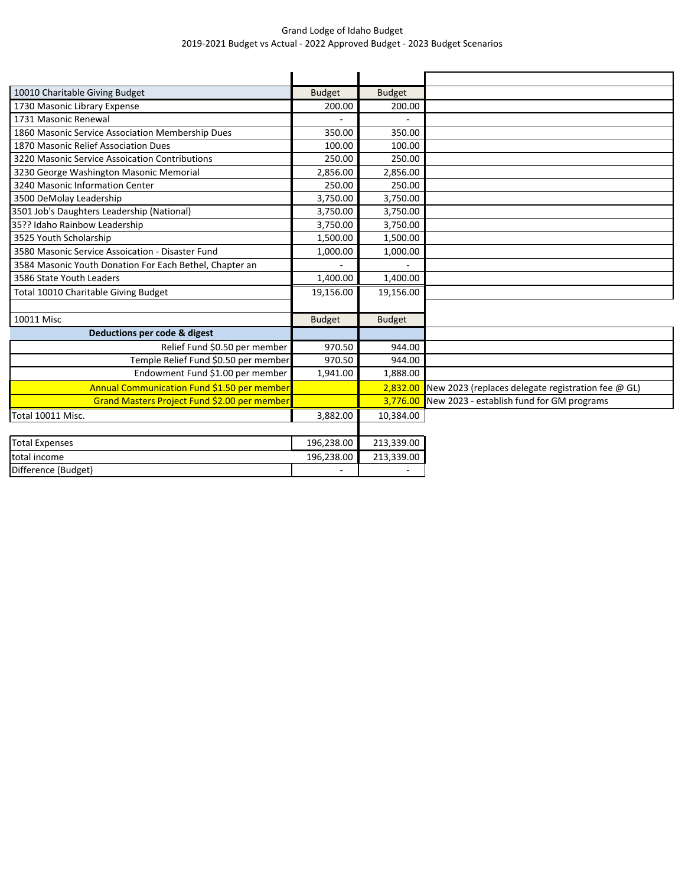Grand Lodge of Idaho Budget
2019-2021 Budget vs Actual - 2022 Approved Budget - 2023 Budget Scenarios

| | | | |
|---|---|---|---|
| 10010 Charitable Giving Budget | Budget | Budget | |
| 1730 Masonic Library Expense | 200.00 | 200.00 | |
| 1731 Masonic Renewal | - | - | |
| 1860 Masonic Service Association Membership Dues | 350.00 | 350.00 | |
| 1870 Masonic Relief Association Dues | 100.00 | 100.00 | |
| 3220 Masonic Service Assoication Contributions | 250.00 | 250.00 | |
| 3230 George Washington Masonic Memorial | 2,856.00 | 2,856.00 | |
| 3240 Masonic Information Center | 250.00 | 250.00 | |
| 3500 DeMolay Leadership | 3,750.00 | 3,750.00 | |
| 3501 Job's Daughters Leadership (National) | 3,750.00 | 3,750.00 | |
| 35?? Idaho Rainbow Leadership | 3,750.00 | 3,750.00 | |
| 3525 Youth Scholarship | 1,500.00 | 1,500.00 | |
| 3580 Masonic Service Assoication - Disaster Fund | 1,000.00 | 1,000.00 | |
| 3584 Masonic Youth Donation For Each Bethel, Chapter an | - | - | |
| 3586 State Youth Leaders | 1,400.00 | 1,400.00 | |
| Total 10010 Charitable Giving Budget | 19,156.00 | 19,156.00 | |
| | | | |
| 10011 Misc | Budget | Budget | |
| **Deductions per code & digest** | | | |
| Relief Fund $0.50 per member | 970.50 | 944.00 | |
| Temple Relief Fund $0.50 per member | 970.50 | 944.00 | |
| Endowment Fund $1.00 per member | 1,941.00 | 1,888.00 | |
| Annual Communication Fund $1.50 per member | | 2,832.00 | New 2023 (replaces delegate registration fee @ GL) |
| Grand Masters Project Fund $2.00 per member | | 3,776.00 | New 2023 - establish fund for GM programs |
| Total 10011 Misc. | 3,882.00 | 10,384.00 | |
| | | | |
| Total Expenses | 196,238.00 | 213,339.00 | |
| total income | 196,238.00 | 213,339.00 | |
| Difference (Budget) | - | - | |